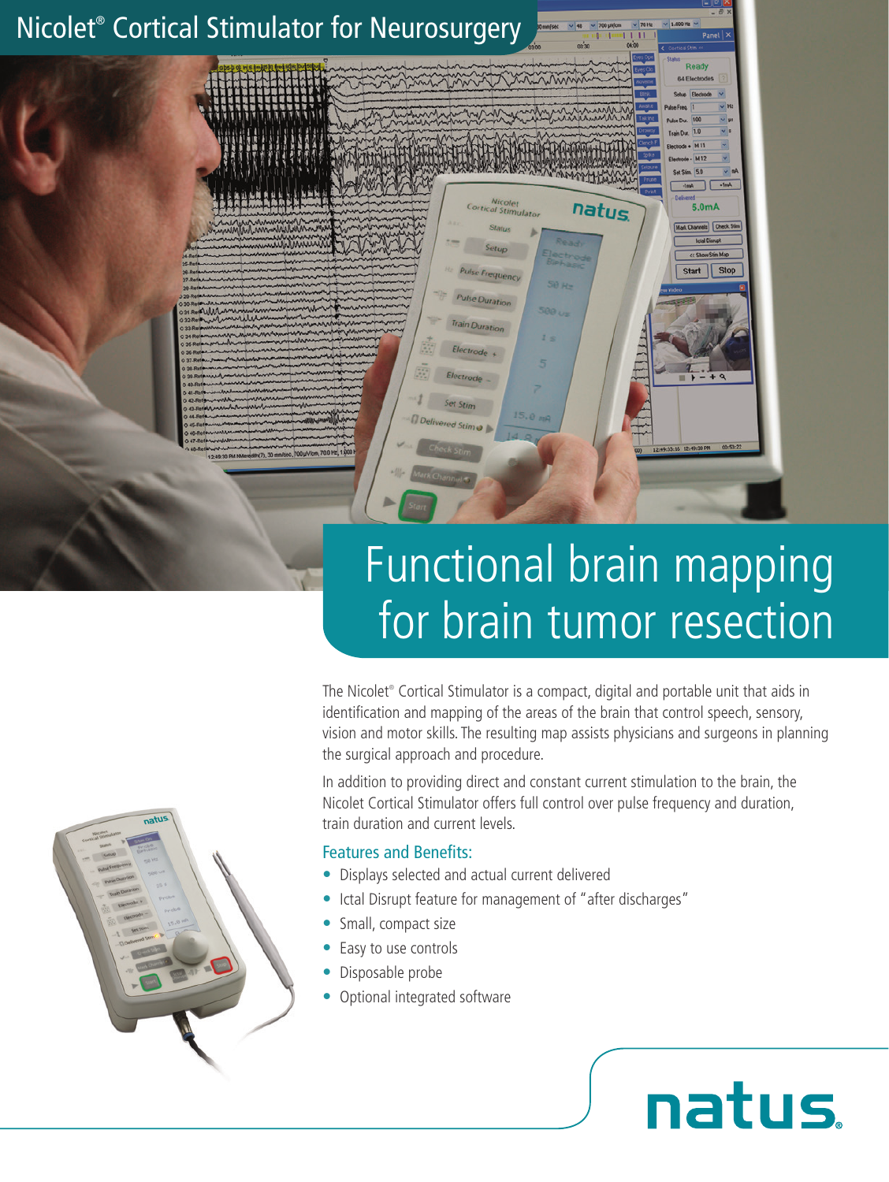# Nicolet® Cortical Stimulator for Neurosurgery

## Functional brain mapping for brain tumor resection

The Nicolet® Cortical Stimulator is a compact, digital and portable unit that aids in identification and mapping of the areas of the brain that control speech, sensory, vision and motor skills. The resulting map assists physicians and surgeons in planning the surgical approach and procedure.

In addition to providing direct and constant current stimulation to the brain, the Nicolet Cortical Stimulator offers full control over pulse frequency and duration, train duration and current levels.

### Features and Benefits:

- Displays selected and actual current delivered
- Ictal Disrupt feature for management of "after discharges"
- Small, compact size
- Easy to use controls
- Disposable probe
- Optional integrated software

natus.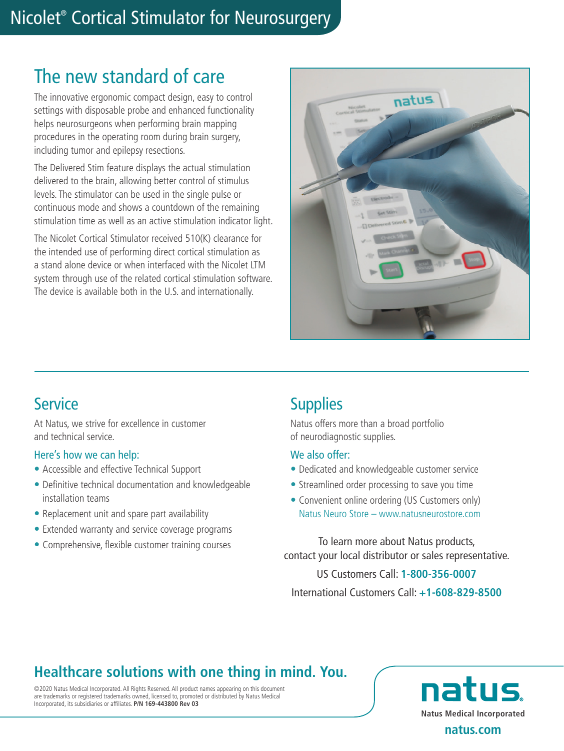# Nicolet® Cortical Stimulator for Neurosurgery

## The new standard of care

The innovative ergonomic compact design, easy to control settings with disposable probe and enhanced functionality helps neurosurgeons when performing brain mapping procedures in the operating room during brain surgery, including tumor and epilepsy resections.

The Delivered Stim feature displays the actual stimulation delivered to the brain, allowing better control of stimulus levels. The stimulator can be used in the single pulse or continuous mode and shows a countdown of the remaining stimulation time as well as an active stimulation indicator light.

The Nicolet Cortical Stimulator received 510(K) clearance for the intended use of performing direct cortical stimulation as a stand alone device or when interfaced with the Nicolet LTM system through use of the related cortical stimulation software. The device is available both in the U.S. and internationally.

## Service

At Natus, we strive for excellence in customer and technical service.

### Here's how we can help:

- Accessible and effective Technical Support
- Definitive technical documentation and knowledgeable installation teams
- Replacement unit and spare part availability
- Extended warranty and service coverage programs
- Comprehensive, flexible customer training courses

## Supplies

Natus offers more than a broad portfolio of neurodiagnostic supplies.

### We also offer:

- Dedicated and knowledgeable customer service
- Streamlined order processing to save you time
- Convenient online ordering (US Customers only) Natus Neuro Store – www.natusneurostore.com

To learn more about Natus products, contact your local distributor or sales representative.

US Customers Call: **1-800-356-0007**

International Customers Call: **+1-608-829-8500**

## Healthcare solutions with one thing in mind. You.

©2020 Natus Medical Incorporated. All Rights Reserved. All product names appearing on this document are trademarks or registered trademarks owned, licensed to, promoted or distributed by Natus Medical Incorporated, its subsidiaries or affiliates. **P/N 169-443800 Rev 03**

natus.

**Natus Medical Incorporated**

**natus.com**